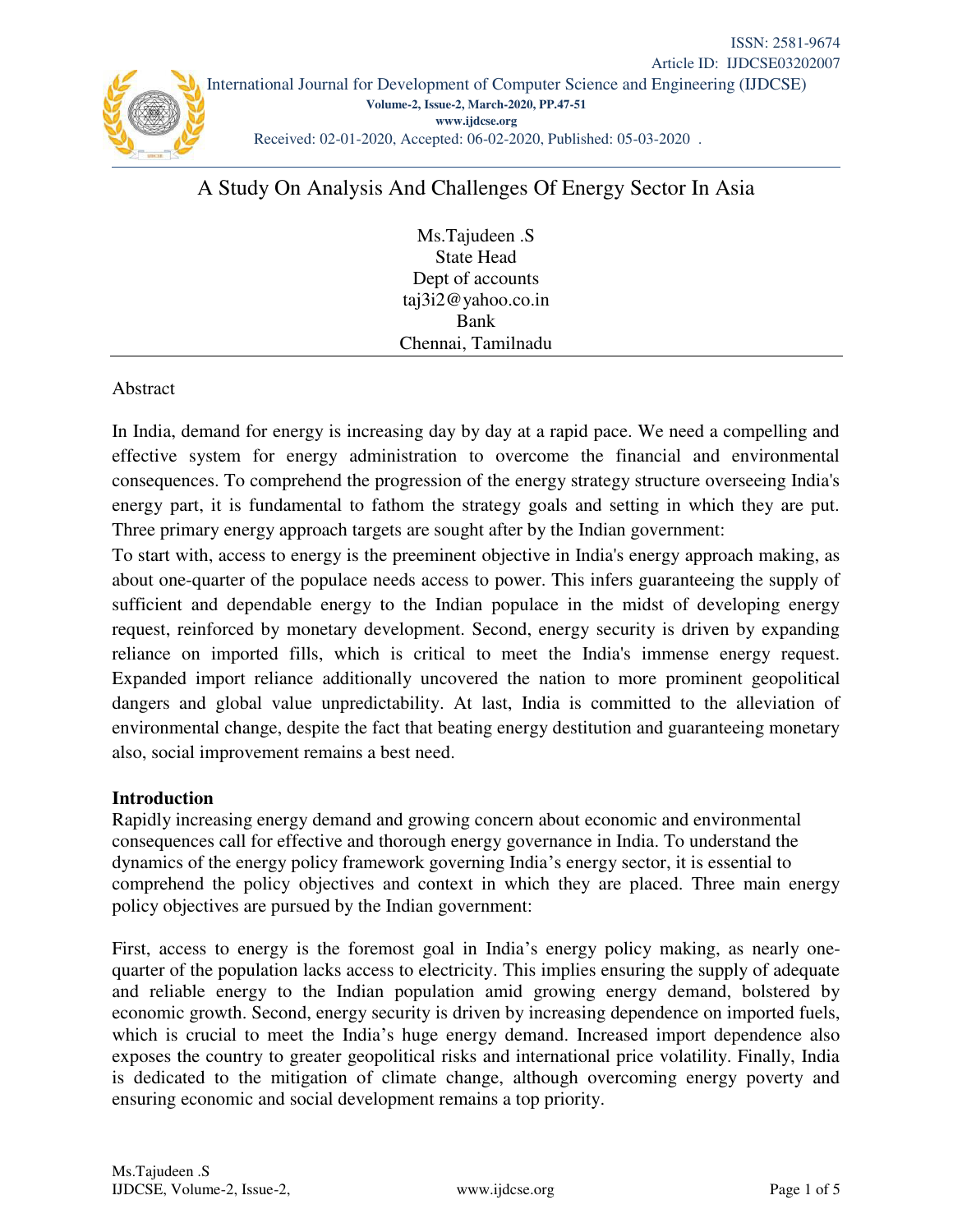# A Study On Analysis And Challenges Of Energy Sector In Asia

Ms.Tajudeen .S
State Head
Dept of accounts
taj3i2@yahoo.co.in
Bank
Chennai, Tamilnadu

## Abstract

In India, demand for energy is increasing day by day at a rapid pace. We need a compelling and effective system for energy administration to overcome the financial and environmental consequences. To comprehend the progression of the energy strategy structure overseeing India's energy part, it is fundamental to fathom the strategy goals and setting in which they are put. Three primary energy approach targets are sought after by the Indian government:

To start with, access to energy is the preeminent objective in India's energy approach making, as about one-quarter of the populace needs access to power. This infers guaranteeing the supply of sufficient and dependable energy to the Indian populace in the midst of developing energy request, reinforced by monetary development. Second, energy security is driven by expanding reliance on imported fills, which is critical to meet the India's immense energy request. Expanded import reliance additionally uncovered the nation to more prominent geopolitical dangers and global value unpredictability. At last, India is committed to the alleviation of environmental change, despite the fact that beating energy destitution and guaranteeing monetary also, social improvement remains a best need.

## Introduction

Rapidly increasing energy demand and growing concern about economic and environmental consequences call for effective and thorough energy governance in India. To understand the dynamics of the energy policy framework governing India's energy sector, it is essential to comprehend the policy objectives and context in which they are placed. Three main energy policy objectives are pursued by the Indian government:

First, access to energy is the foremost goal in India's energy policy making, as nearly one-quarter of the population lacks access to electricity. This implies ensuring the supply of adequate and reliable energy to the Indian population amid growing energy demand, bolstered by economic growth. Second, energy security is driven by increasing dependence on imported fuels, which is crucial to meet the India's huge energy demand. Increased import dependence also exposes the country to greater geopolitical risks and international price volatility. Finally, India is dedicated to the mitigation of climate change, although overcoming energy poverty and ensuring economic and social development remains a top priority.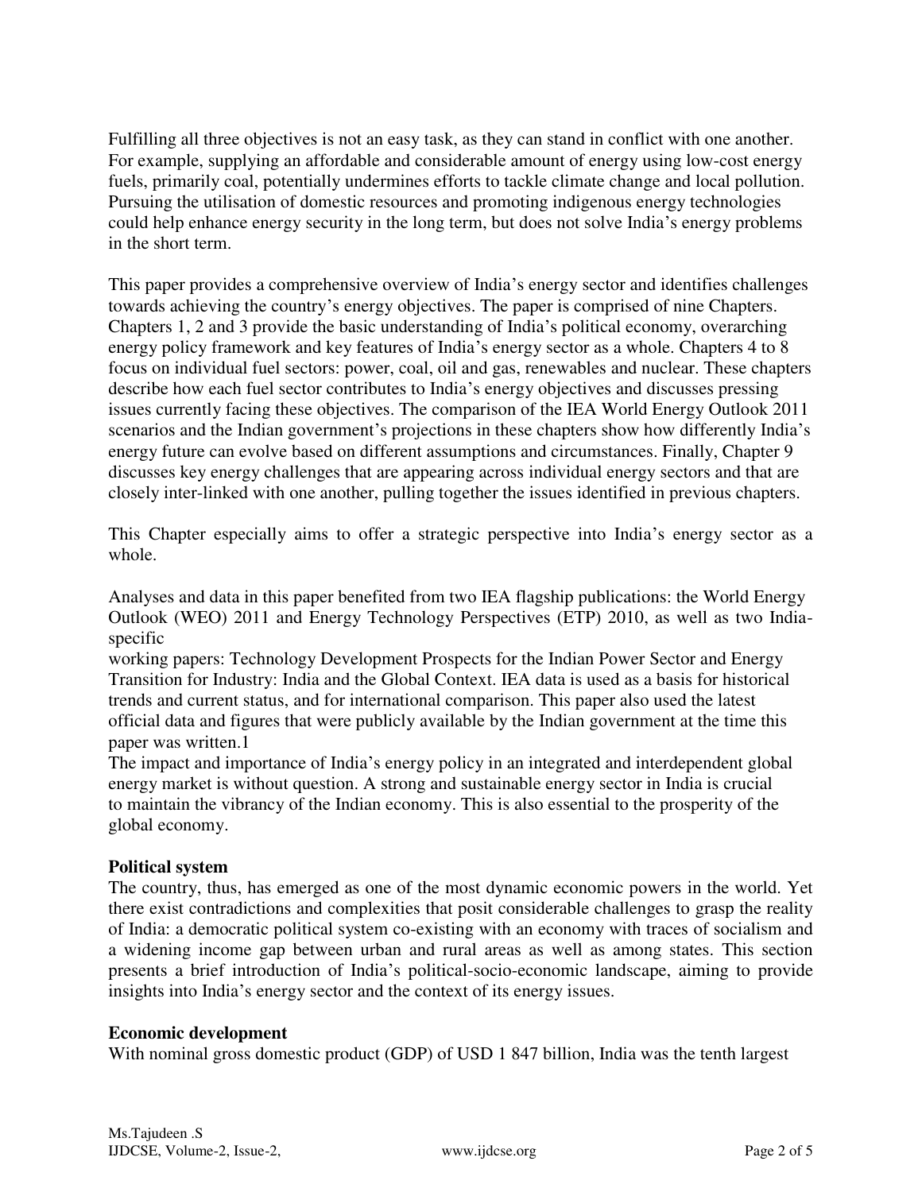Fulfilling all three objectives is not an easy task, as they can stand in conflict with one another. For example, supplying an affordable and considerable amount of energy using low-cost energy fuels, primarily coal, potentially undermines efforts to tackle climate change and local pollution. Pursuing the utilisation of domestic resources and promoting indigenous energy technologies could help enhance energy security in the long term, but does not solve India's energy problems in the short term.

This paper provides a comprehensive overview of India's energy sector and identifies challenges towards achieving the country's energy objectives. The paper is comprised of nine Chapters. Chapters 1, 2 and 3 provide the basic understanding of India's political economy, overarching energy policy framework and key features of India's energy sector as a whole. Chapters 4 to 8 focus on individual fuel sectors: power, coal, oil and gas, renewables and nuclear. These chapters describe how each fuel sector contributes to India's energy objectives and discusses pressing issues currently facing these objectives. The comparison of the IEA World Energy Outlook 2011 scenarios and the Indian government's projections in these chapters show how differently India's energy future can evolve based on different assumptions and circumstances. Finally, Chapter 9 discusses key energy challenges that are appearing across individual energy sectors and that are closely inter-linked with one another, pulling together the issues identified in previous chapters.

This Chapter especially aims to offer a strategic perspective into India's energy sector as a whole.

Analyses and data in this paper benefited from two IEA flagship publications: the World Energy Outlook (WEO) 2011 and Energy Technology Perspectives (ETP) 2010, as well as two India-specific
working papers: Technology Development Prospects for the Indian Power Sector and Energy Transition for Industry: India and the Global Context. IEA data is used as a basis for historical trends and current status, and for international comparison. This paper also used the latest official data and figures that were publicly available by the Indian government at the time this paper was written.1
The impact and importance of India's energy policy in an integrated and interdependent global energy market is without question. A strong and sustainable energy sector in India is crucial to maintain the vibrancy of the Indian economy. This is also essential to the prosperity of the global economy.

**Political system**
The country, thus, has emerged as one of the most dynamic economic powers in the world. Yet there exist contradictions and complexities that posit considerable challenges to grasp the reality of India: a democratic political system co-existing with an economy with traces of socialism and a widening income gap between urban and rural areas as well as among states. This section presents a brief introduction of India's political-socio-economic landscape, aiming to provide insights into India's energy sector and the context of its energy issues.

**Economic development**
With nominal gross domestic product (GDP) of USD 1 847 billion, India was the tenth largest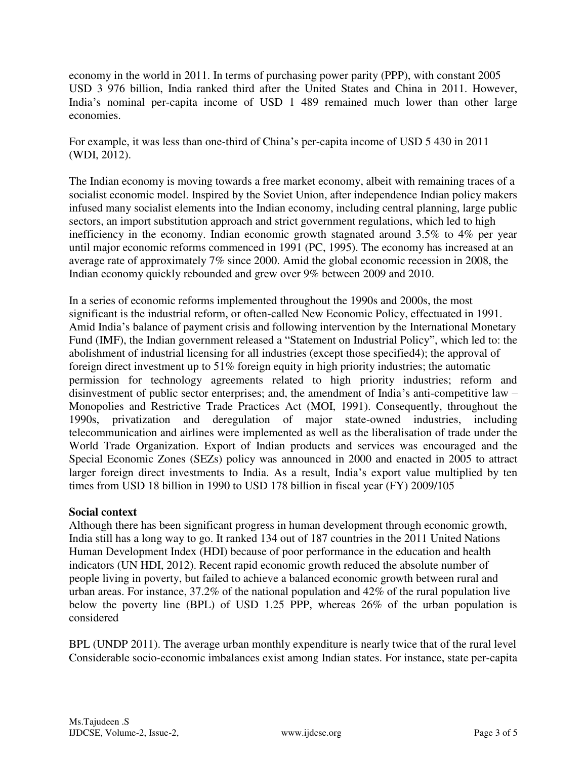economy in the world in 2011. In terms of purchasing power parity (PPP), with constant 2005 USD 3 976 billion, India ranked third after the United States and China in 2011. However, India's nominal per-capita income of USD 1 489 remained much lower than other large economies.

For example, it was less than one-third of China's per-capita income of USD 5 430 in 2011 (WDI, 2012).

The Indian economy is moving towards a free market economy, albeit with remaining traces of a socialist economic model. Inspired by the Soviet Union, after independence Indian policy makers infused many socialist elements into the Indian economy, including central planning, large public sectors, an import substitution approach and strict government regulations, which led to high inefficiency in the economy. Indian economic growth stagnated around 3.5% to 4% per year until major economic reforms commenced in 1991 (PC, 1995). The economy has increased at an average rate of approximately 7% since 2000. Amid the global economic recession in 2008, the Indian economy quickly rebounded and grew over 9% between 2009 and 2010.

In a series of economic reforms implemented throughout the 1990s and 2000s, the most significant is the industrial reform, or often-called New Economic Policy, effectuated in 1991. Amid India's balance of payment crisis and following intervention by the International Monetary Fund (IMF), the Indian government released a "Statement on Industrial Policy", which led to: the abolishment of industrial licensing for all industries (except those specified4); the approval of foreign direct investment up to 51% foreign equity in high priority industries; the automatic permission for technology agreements related to high priority industries; reform and disinvestment of public sector enterprises; and, the amendment of India's anti-competitive law – Monopolies and Restrictive Trade Practices Act (MOI, 1991). Consequently, throughout the 1990s, privatization and deregulation of major state-owned industries, including telecommunication and airlines were implemented as well as the liberalisation of trade under the World Trade Organization. Export of Indian products and services was encouraged and the Special Economic Zones (SEZs) policy was announced in 2000 and enacted in 2005 to attract larger foreign direct investments to India. As a result, India's export value multiplied by ten times from USD 18 billion in 1990 to USD 178 billion in fiscal year (FY) 2009/105

**Social context**

Although there has been significant progress in human development through economic growth, India still has a long way to go. It ranked 134 out of 187 countries in the 2011 United Nations Human Development Index (HDI) because of poor performance in the education and health indicators (UN HDI, 2012). Recent rapid economic growth reduced the absolute number of people living in poverty, but failed to achieve a balanced economic growth between rural and urban areas. For instance, 37.2% of the national population and 42% of the rural population live below the poverty line (BPL) of USD 1.25 PPP, whereas 26% of the urban population is considered

BPL (UNDP 2011). The average urban monthly expenditure is nearly twice that of the rural level Considerable socio-economic imbalances exist among Indian states. For instance, state per-capita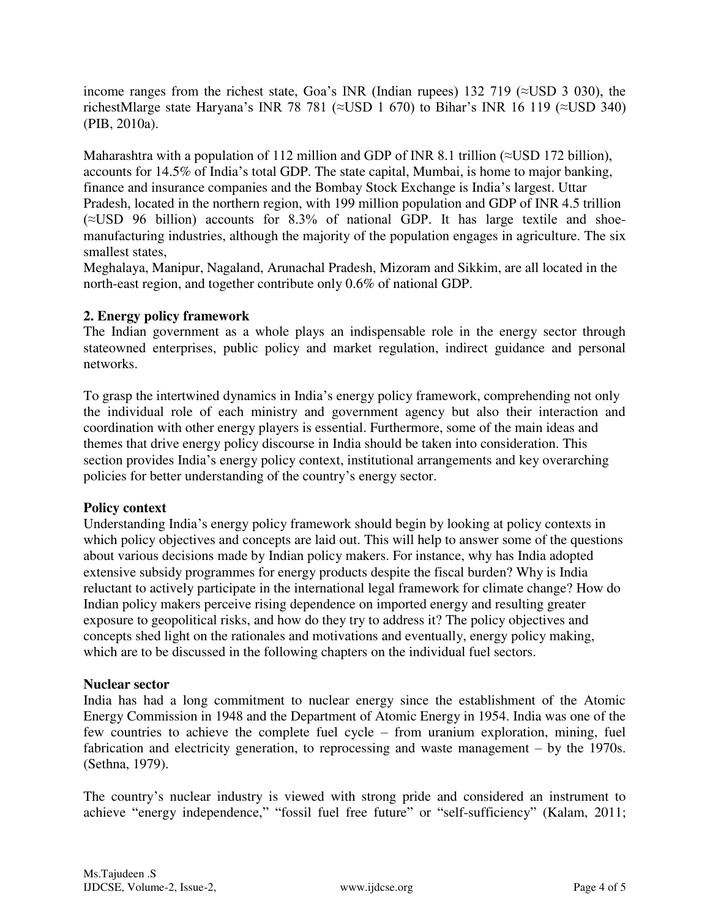income ranges from the richest state, Goa's INR (Indian rupees) 132 719 (≈USD 3 030), the richestMlarge state Haryana's INR 78 781 (≈USD 1 670) to Bihar's INR 16 119 (≈USD 340) (PIB, 2010a).

Maharashtra with a population of 112 million and GDP of INR 8.1 trillion (≈USD 172 billion), accounts for 14.5% of India's total GDP. The state capital, Mumbai, is home to major banking, finance and insurance companies and the Bombay Stock Exchange is India's largest. Uttar Pradesh, located in the northern region, with 199 million population and GDP of INR 4.5 trillion (≈USD 96 billion) accounts for 8.3% of national GDP. It has large textile and shoe-manufacturing industries, although the majority of the population engages in agriculture. The six smallest states,
Meghalaya, Manipur, Nagaland, Arunachal Pradesh, Mizoram and Sikkim, are all located in the north-east region, and together contribute only 0.6% of national GDP.

## 2. Energy policy framework

The Indian government as a whole plays an indispensable role in the energy sector through stateowned enterprises, public policy and market regulation, indirect guidance and personal networks.

To grasp the intertwined dynamics in India's energy policy framework, comprehending not only the individual role of each ministry and government agency but also their interaction and coordination with other energy players is essential. Furthermore, some of the main ideas and themes that drive energy policy discourse in India should be taken into consideration. This section provides India's energy policy context, institutional arrangements and key overarching policies for better understanding of the country's energy sector.

### Policy context

Understanding India's energy policy framework should begin by looking at policy contexts in which policy objectives and concepts are laid out. This will help to answer some of the questions about various decisions made by Indian policy makers. For instance, why has India adopted extensive subsidy programmes for energy products despite the fiscal burden? Why is India reluctant to actively participate in the international legal framework for climate change? How do Indian policy makers perceive rising dependence on imported energy and resulting greater exposure to geopolitical risks, and how do they try to address it? The policy objectives and concepts shed light on the rationales and motivations and eventually, energy policy making, which are to be discussed in the following chapters on the individual fuel sectors.

### Nuclear sector

India has had a long commitment to nuclear energy since the establishment of the Atomic Energy Commission in 1948 and the Department of Atomic Energy in 1954. India was one of the few countries to achieve the complete fuel cycle – from uranium exploration, mining, fuel fabrication and electricity generation, to reprocessing and waste management – by the 1970s. (Sethna, 1979).

The country's nuclear industry is viewed with strong pride and considered an instrument to achieve "energy independence," "fossil fuel free future" or "self-sufficiency" (Kalam, 2011;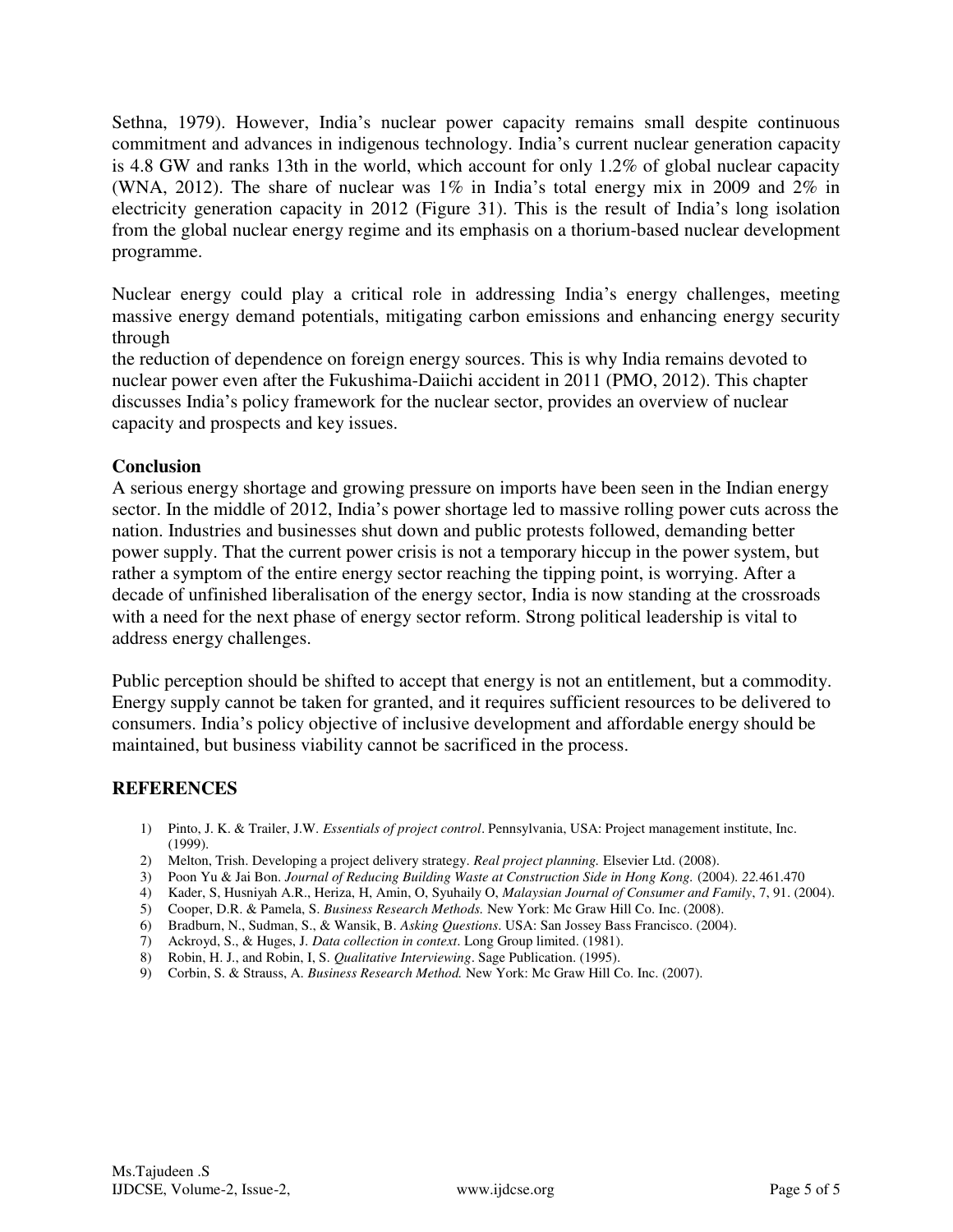Sethna, 1979). However, India's nuclear power capacity remains small despite continuous commitment and advances in indigenous technology. India's current nuclear generation capacity is 4.8 GW and ranks 13th in the world, which account for only 1.2% of global nuclear capacity (WNA, 2012). The share of nuclear was 1% in India's total energy mix in 2009 and 2% in electricity generation capacity in 2012 (Figure 31). This is the result of India's long isolation from the global nuclear energy regime and its emphasis on a thorium-based nuclear development programme.

Nuclear energy could play a critical role in addressing India's energy challenges, meeting massive energy demand potentials, mitigating carbon emissions and enhancing energy security through
the reduction of dependence on foreign energy sources. This is why India remains devoted to nuclear power even after the Fukushima-Daiichi accident in 2011 (PMO, 2012). This chapter discusses India's policy framework for the nuclear sector, provides an overview of nuclear capacity and prospects and key issues.

**Conclusion**

A serious energy shortage and growing pressure on imports have been seen in the Indian energy sector. In the middle of 2012, India's power shortage led to massive rolling power cuts across the nation. Industries and businesses shut down and public protests followed, demanding better power supply. That the current power crisis is not a temporary hiccup in the power system, but rather a symptom of the entire energy sector reaching the tipping point, is worrying. After a decade of unfinished liberalisation of the energy sector, India is now standing at the crossroads with a need for the next phase of energy sector reform. Strong political leadership is vital to address energy challenges.

Public perception should be shifted to accept that energy is not an entitlement, but a commodity. Energy supply cannot be taken for granted, and it requires sufficient resources to be delivered to consumers. India's policy objective of inclusive development and affordable energy should be maintained, but business viability cannot be sacrificed in the process.

## REFERENCES

1) Pinto, J. K. & Trailer, J.W. *Essentials of project control*. Pennsylvania, USA: Project management institute, Inc. (1999).
2) Melton, Trish. Developing a project delivery strategy. *Real project planning.* Elsevier Ltd. (2008).
3) Poon Yu & Jai Bon. *Journal of Reducing Building Waste at Construction Side in Hong Kong.* (2004). *22.*461.470
4) Kader, S, Husniyah A.R., Heriza, H, Amin, O, Syuhaily O, *Malaysian Journal of Consumer and Family*, 7, 91. (2004).
5) Cooper, D.R. & Pamela, S. *Business Research Methods.* New York: Mc Graw Hill Co. Inc. (2008).
6) Bradburn, N., Sudman, S., & Wansik, B. *Asking Questions*. USA: San Jossey Bass Francisco. (2004).
7) Ackroyd, S., & Huges, J. *Data collection in context*. Long Group limited. (1981).
8) Robin, H. J., and Robin, I, S. *Qualitative Interviewing*. Sage Publication. (1995).
9) Corbin, S. & Strauss, A. *Business Research Method.* New York: Mc Graw Hill Co. Inc. (2007).